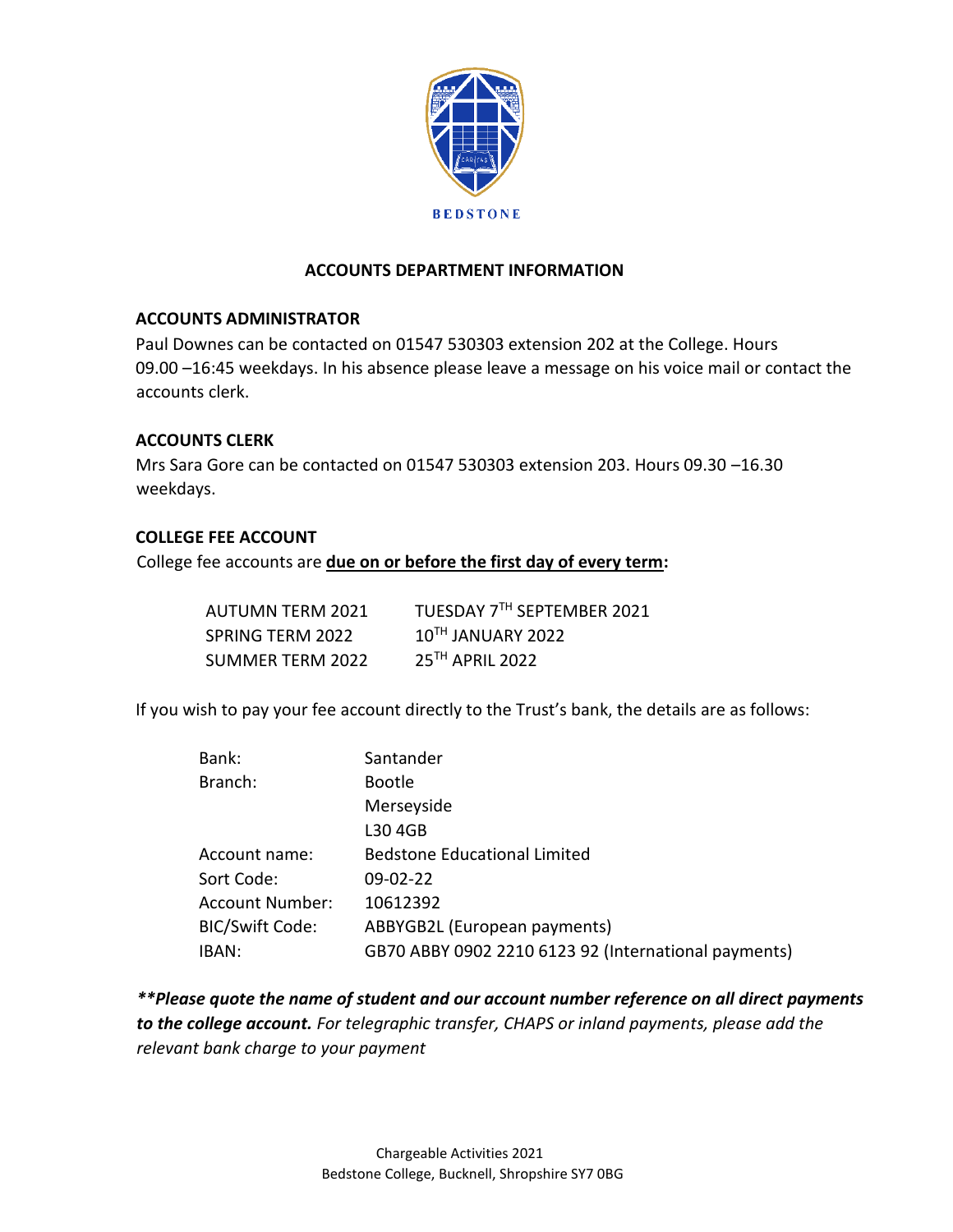BEDSTONE

# ACCOUNTS DEPARTMENT INFORMATION

## ACCOUNTS ADMINISTRATOR

Paul Downes can be contacted on 01547 530303 extension 202 at the College. Hours 09.00 –16:45 weekdays. In his absence please leave a message on his voice mail or contact the accounts clerk.

## ACCOUNTS CLERK

Mrs Sara Gore can be contacted on 01547 530303 extension 203. Hours 09.30 –16.30 weekdays.

## COLLEGE FEE ACCOUNT

College fee accounts are **due on or before the first day of every term:**

| | |
|---|---|
| AUTUMN TERM 2021 | TUESDAY 7TH SEPTEMBER 2021 |
| SPRING TERM 2022 | 10TH JANUARY 2022 |
| SUMMER TERM 2022 | 25TH APRIL 2022 |

If you wish to pay your fee account directly to the Trust's bank, the details are as follows:

| | |
|---|---|
| Bank: | Santander |
| Branch: | Bootle<br>Merseyside<br>L30 4GB |
| Account name: | Bedstone Educational Limited |
| Sort Code: | 09-02-22 |
| Account Number: | 10612392 |
| BIC/Swift Code: | ABBYGB2L (European payments) |
| IBAN: | GB70 ABBY 0902 2210 6123 92 (International payments) |

***\*Please quote the name of student and our account number reference on all direct payments to the college account.** For telegraphic transfer, CHAPS or inland payments, please add the relevant bank charge to your payment*

Chargeable Activities 2021
Bedstone College, Bucknell, Shropshire SY7 0BG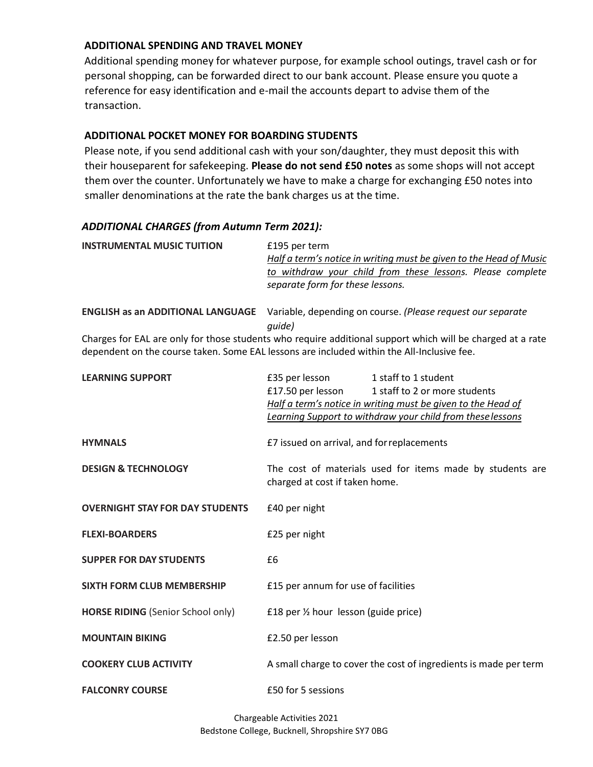### ADDITIONAL SPENDING AND TRAVEL MONEY

Additional spending money for whatever purpose, for example school outings, travel cash or for personal shopping, can be forwarded direct to our bank account. Please ensure you quote a reference for easy identification and e-mail the accounts depart to advise them of the transaction.

### ADDITIONAL POCKET MONEY FOR BOARDING STUDENTS

Please note, if you send additional cash with your son/daughter, they must deposit this with their houseparent for safekeeping. **Please do not send £50 notes** as some shops will not accept them over the counter. Unfortunately we have to make a charge for exchanging £50 notes into smaller denominations at the rate the bank charges us at the time.

### *ADDITIONAL CHARGES (from Autumn Term 2021):*

**INSTRUMENTAL MUSIC TUITION** — £195 per term
*Half a term's notice in writing must be given to the Head of Music to withdraw your child from these lessons. Please complete separate form for these lessons.*

**ENGLISH as an ADDITIONAL LANGUAGE** — Variable, depending on course. *(Please request our separate guide)*

Charges for EAL are only for those students who require additional support which will be charged at a rate dependent on the course taken. Some EAL lessons are included within the All-Inclusive fee.

**LEARNING SUPPORT** — £35 per lesson, 1 staff to 1 student; £17.50 per lesson, 1 staff to 2 or more students
*Half a term's notice in writing must be given to the Head of Learning Support to withdraw your child from these lessons*

| | |
|---|---|
| **HYMNALS** | £7 issued on arrival, and for replacements |
| **DESIGN & TECHNOLOGY** | The cost of materials used for items made by students are charged at cost if taken home. |
| **OVERNIGHT STAY FOR DAY STUDENTS** | £40 per night |
| **FLEXI-BOARDERS** | £25 per night |
| **SUPPER FOR DAY STUDENTS** | £6 |
| **SIXTH FORM CLUB MEMBERSHIP** | £15 per annum for use of facilities |
| **HORSE RIDING** (Senior School only) | £18 per ½ hour lesson (guide price) |
| **MOUNTAIN BIKING** | £2.50 per lesson |
| **COOKERY CLUB ACTIVITY** | A small charge to cover the cost of ingredients is made per term |
| **FALCONRY COURSE** | £50 for 5 sessions |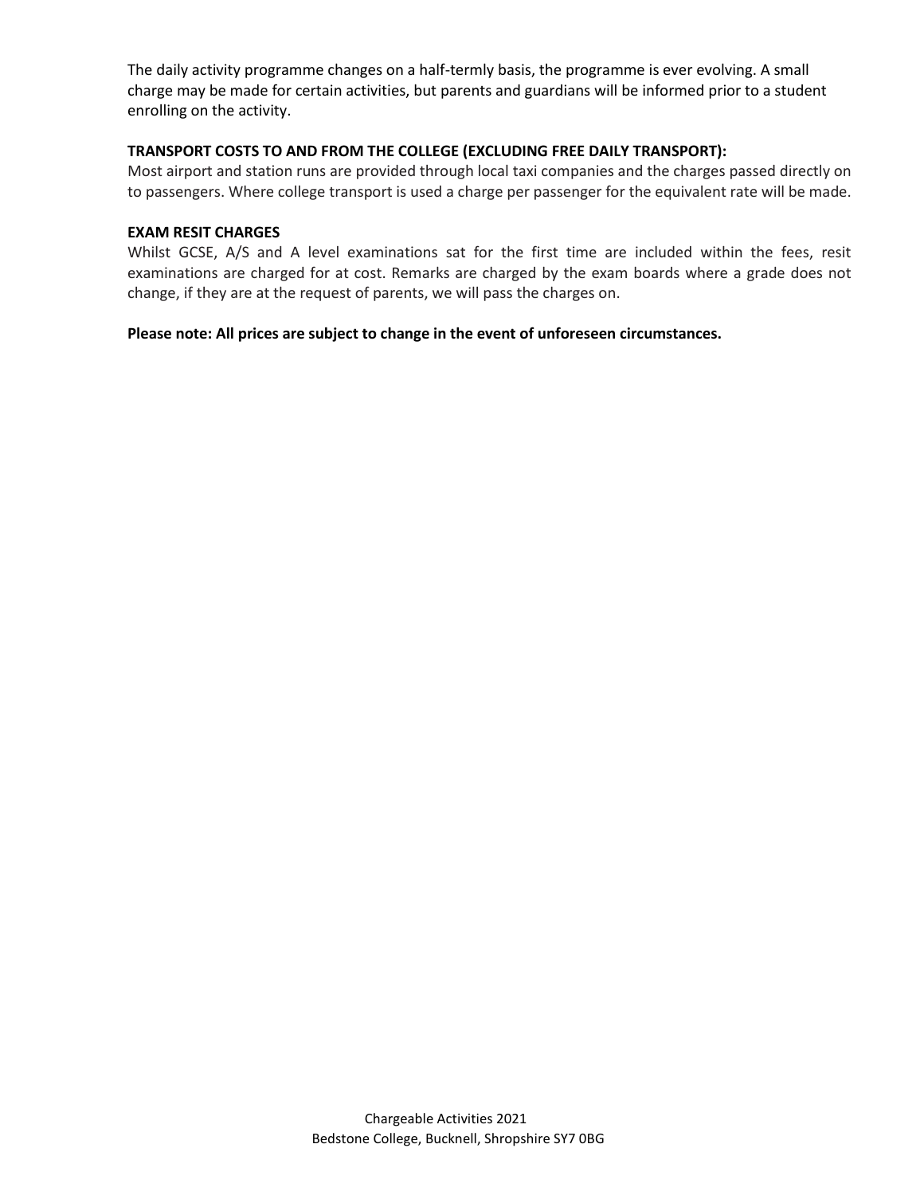The daily activity programme changes on a half-termly basis, the programme is ever evolving. A small charge may be made for certain activities, but parents and guardians will be informed prior to a student enrolling on the activity.

**TRANSPORT COSTS TO AND FROM THE COLLEGE (EXCLUDING FREE DAILY TRANSPORT):**

Most airport and station runs are provided through local taxi companies and the charges passed directly on to passengers. Where college transport is used a charge per passenger for the equivalent rate will be made.

**EXAM RESIT CHARGES**

Whilst GCSE, A/S and A level examinations sat for the first time are included within the fees, resit examinations are charged for at cost. Remarks are charged by the exam boards where a grade does not change, if they are at the request of parents, we will pass the charges on.

**Please note: All prices are subject to change in the event of unforeseen circumstances.**